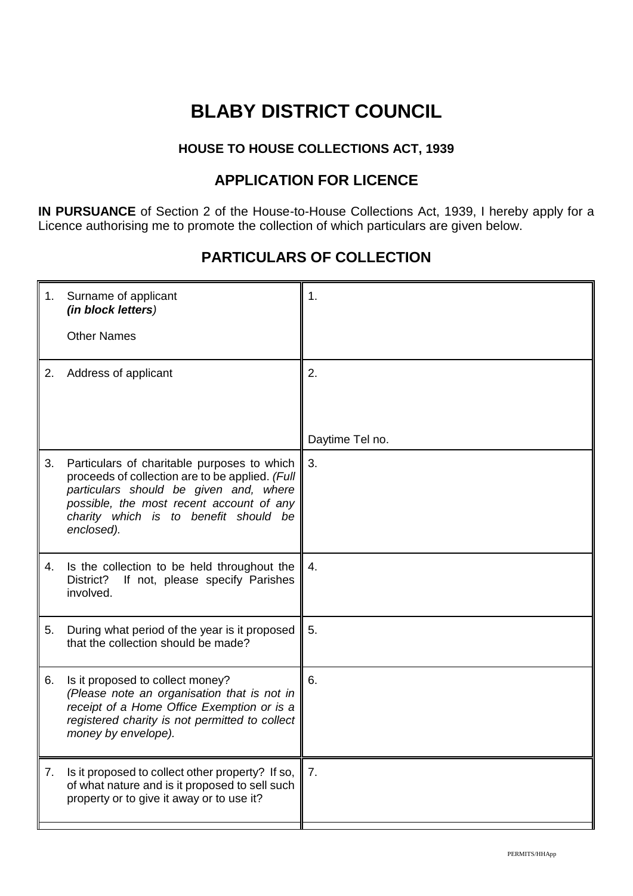# BLABY DISTRICT COUNCIL

### HOUSE TO HOUSE COLLECTIONS ACT, 1939

## APPLICATION FOR LICENCE

**IN PURSUANCE** of Section 2 of the House-to-House Collections Act, 1939, I hereby apply for a Licence authorising me to promote the collection of which particulars are given below.

## PARTICULARS OF COLLECTION

| | |
|---|---|
| 1. Surname of applicant ***(in block letters)***<br><br>Other Names | 1. |
| 2. Address of applicant | 2.<br><br><br><br>Daytime Tel no. |
| 3. Particulars of charitable purposes to which proceeds of collection are to be applied. *(Full particulars should be given and, where possible, the most recent account of any charity which is to benefit should be enclosed).* | 3. |
| 4. Is the collection to be held throughout the District? If not, please specify Parishes involved. | 4. |
| 5. During what period of the year is it proposed that the collection should be made? | 5. |
| 6. Is it proposed to collect money? *(Please note an organisation that is not in receipt of a Home Office Exemption or is a registered charity is not permitted to collect money by envelope).* | 6. |
| 7. Is it proposed to collect other property? If so, of what nature and is it proposed to sell such property or to give it away or to use it? | 7. |

PERMITS/HHApp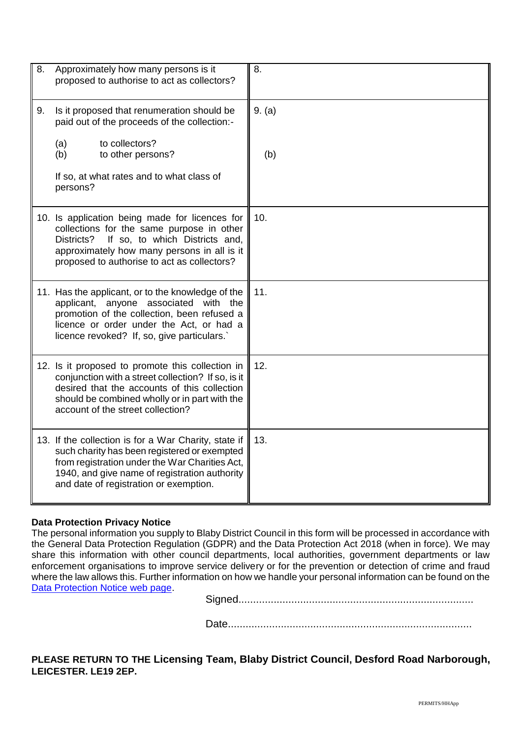| | |
|---|---|
| 8. Approximately how many persons is it proposed to authorise to act as collectors? | 8. |
| 9. Is it proposed that renumeration should be paid out of the proceeds of the collection:-<br><br>(a) to collectors?<br>(b) to other persons?<br><br>If so, at what rates and to what class of persons? | 9. (a)<br><br>(b) |
| 10. Is application being made for licences for collections for the same purpose in other Districts? If so, to which Districts and, approximately how many persons in all is it proposed to authorise to act as collectors? | 10. |
| 11. Has the applicant, or to the knowledge of the applicant, anyone associated with the promotion of the collection, been refused a licence or order under the Act, or had a licence revoked? If, so, give particulars.` | 11. |
| 12. Is it proposed to promote this collection in conjunction with a street collection? If so, is it desired that the accounts of this collection should be combined wholly or in part with the account of the street collection? | 12. |
| 13. If the collection is for a War Charity, state if such charity has been registered or exempted from registration under the War Charities Act, 1940, and give name of registration authority and date of registration or exemption. | 13. |

**Data Protection Privacy Notice**

The personal information you supply to Blaby District Council in this form will be processed in accordance with the General Data Protection Regulation (GDPR) and the Data Protection Act 2018 (when in force). We may share this information with other council departments, local authorities, government departments or law enforcement organisations to improve service delivery or for the prevention or detection of crime and fraud where the law allows this. Further information on how we handle your personal information can be found on the Data Protection Notice web page.

Signed...............................................................................

Date..................................................................................

**PLEASE RETURN TO THE Licensing Team, Blaby District Council, Desford Road Narborough, LEICESTER. LE19 2EP.**

PERMITS/HHApp